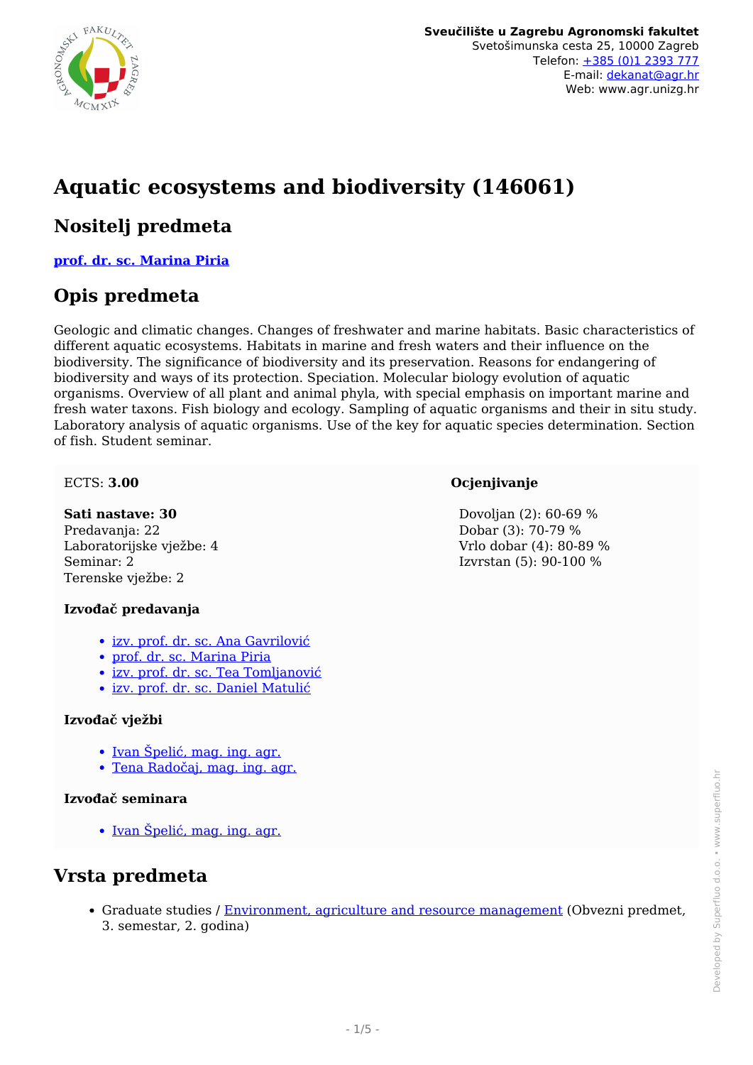Sveučilište u Zagrebu Agronomski fakultet
Svetošimunska cesta 25, 10000 Zagreb
Telefon: +385 (0)1 2393 777
E-mail: dekanat@agr.hr
Web: www.agr.unizg.hr

# Aquatic ecosystems and biodiversity (146061)

## Nositelj predmeta

**prof. dr. sc. Marina Piria**

## Opis predmeta

Geologic and climatic changes. Changes of freshwater and marine habitats. Basic characteristics of different aquatic ecosystems. Habitats in marine and fresh waters and their influence on the biodiversity. The significance of biodiversity and its preservation. Reasons for endangering of biodiversity and ways of its protection. Speciation. Molecular biology evolution of aquatic organisms. Overview of all plant and animal phyla, with special emphasis on important marine and fresh water taxons. Fish biology and ecology. Sampling of aquatic organisms and their in situ study. Laboratory analysis of aquatic organisms. Use of the key for aquatic species determination. Section of fish. Student seminar.

ECTS: **3.00**

**Sati nastave: 30**
Predavanja: 22
Laboratorijske vježbe: 4
Seminar: 2
Terenske vježbe: 2

**Izvođač predavanja**

- izv. prof. dr. sc. Ana Gavrilović
- prof. dr. sc. Marina Piria
- izv. prof. dr. sc. Tea Tomljanović
- izv. prof. dr. sc. Daniel Matulić

**Izvođač vježbi**

- Ivan Špelić, mag. ing. agr.
- Tena Radočaj, mag. ing. agr.

**Izvođač seminara**

- Ivan Špelić, mag. ing. agr.

**Ocjenjivanje**

Dovoljan (2): 60-69 %
Dobar (3): 70-79 %
Vrlo dobar (4): 80-89 %
Izvrstan (5): 90-100 %

## Vrsta predmeta

- Graduate studies / Environment, agriculture and resource management (Obvezni predmet, 3. semestar, 2. godina)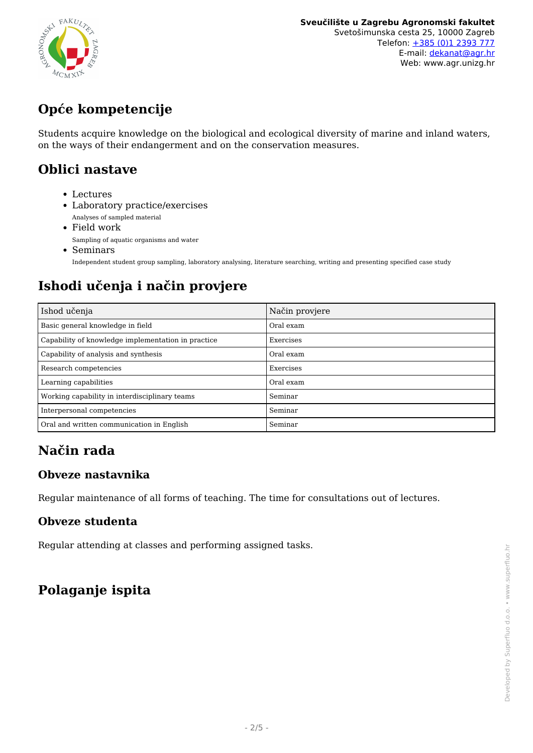## Opće kompetencije

Students acquire knowledge on the biological and ecological diversity of marine and inland waters, on the ways of their endangerment and on the conservation measures.

## Oblici nastave

- Lectures
- Laboratory practice/exercises
  Analyses of sampled material
- Field work
  Sampling of aquatic organisms and water
- Seminars
  Independent student group sampling, laboratory analysing, literature searching, writing and presenting specified case study

## Ishodi učenja i način provjere

| Ishod učenja | Način provjere |
| --- | --- |
| Basic general knowledge in field | Oral exam |
| Capability of knowledge implementation in practice | Exercises |
| Capability of analysis and synthesis | Oral exam |
| Research competencies | Exercises |
| Learning capabilities | Oral exam |
| Working capability in interdisciplinary teams | Seminar |
| Interpersonal competencies | Seminar |
| Oral and written communication in English | Seminar |

## Način rada

### Obveze nastavnika

Regular maintenance of all forms of teaching. The time for consultations out of lectures.

### Obveze studenta

Regular attending at classes and performing assigned tasks.

## Polaganje ispita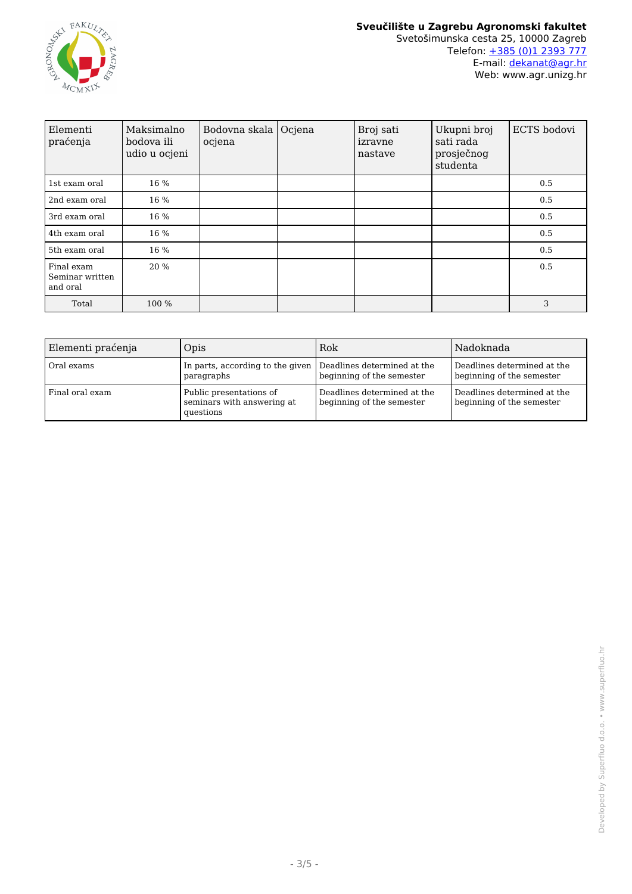| Elementi praćenja | Maksimalno bodova ili udio u ocjeni | Bodovna skala ocjena | Ocjena | Broj sati izravne nastave | Ukupni broj sati rada prosječnog studenta | ECTS bodovi |
|---|---|---|---|---|---|---|
| 1st exam oral | 16 % | | | | | 0.5 |
| 2nd exam oral | 16 % | | | | | 0.5 |
| 3rd exam oral | 16 % | | | | | 0.5 |
| 4th exam oral | 16 % | | | | | 0.5 |
| 5th exam oral | 16 % | | | | | 0.5 |
| Final exam Seminar written and oral | 20 % | | | | | 0.5 |
| Total | 100 % | | | | | 3 |

| Elementi praćenja | Opis | Rok | Nadoknada |
|---|---|---|---|
| Oral exams | In parts, according to the given paragraphs | Deadlines determined at the beginning of the semester | Deadlines determined at the beginning of the semester |
| Final oral exam | Public presentations of seminars with answering at questions | Deadlines determined at the beginning of the semester | Deadlines determined at the beginning of the semester |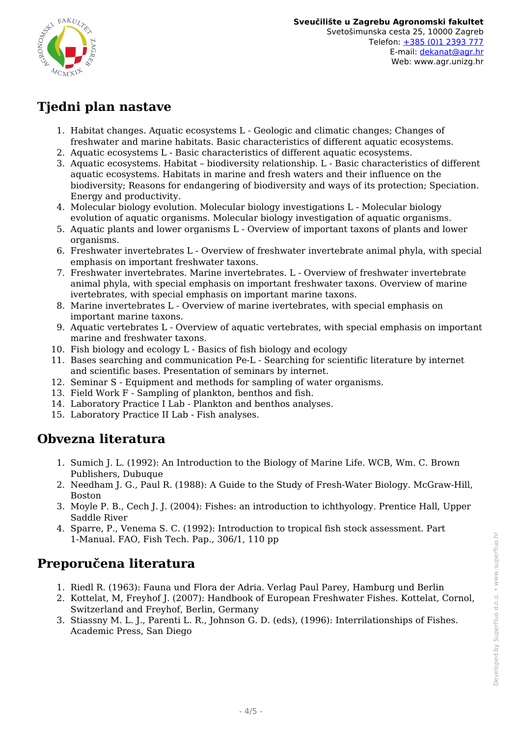## Tjedni plan nastave

1. Habitat changes. Aquatic ecosystems L - Geologic and climatic changes; Changes of freshwater and marine habitats. Basic characteristics of different aquatic ecosystems.
2. Aquatic ecosystems L - Basic characteristics of different aquatic ecosystems.
3. Aquatic ecosystems. Habitat – biodiversity relationship. L - Basic characteristics of different aquatic ecosystems. Habitats in marine and fresh waters and their influence on the biodiversity; Reasons for endangering of biodiversity and ways of its protection; Speciation. Energy and productivity.
4. Molecular biology evolution. Molecular biology investigations L - Molecular biology evolution of aquatic organisms. Molecular biology investigation of aquatic organisms.
5. Aquatic plants and lower organisms L - Overview of important taxons of plants and lower organisms.
6. Freshwater invertebrates L - Overview of freshwater invertebrate animal phyla, with special emphasis on important freshwater taxons.
7. Freshwater invertebrates. Marine invertebrates. L - Overview of freshwater invertebrate animal phyla, with special emphasis on important freshwater taxons. Overview of marine ivertebrates, with special emphasis on important marine taxons.
8. Marine invertebrates L - Overview of marine ivertebrates, with special emphasis on important marine taxons.
9. Aquatic vertebrates L - Overview of aquatic vertebrates, with special emphasis on important marine and freshwater taxons.
10. Fish biology and ecology L - Basics of fish biology and ecology
11. Bases searching and communication Pe-L - Searching for scientific literature by internet and scientific bases. Presentation of seminars by internet.
12. Seminar S - Equipment and methods for sampling of water organisms.
13. Field Work F - Sampling of plankton, benthos and fish.
14. Laboratory Practice I Lab - Plankton and benthos analyses.
15. Laboratory Practice II Lab - Fish analyses.

## Obvezna literatura

1. Sumich J. L. (1992): An Introduction to the Biology of Marine Life. WCB, Wm. C. Brown Publishers, Dubuque
2. Needham J. G., Paul R. (1988): A Guide to the Study of Fresh-Water Biology. McGraw-Hill, Boston
3. Moyle P. B., Cech J. J. (2004): Fishes: an introduction to ichthyology. Prentice Hall, Upper Saddle River
4. Sparre, P., Venema S. C. (1992): Introduction to tropical fish stock assessment. Part 1-Manual. FAO, Fish Tech. Pap., 306/1, 110 pp

## Preporučena literatura

1. Riedl R. (1963): Fauna und Flora der Adria. Verlag Paul Parey, Hamburg und Berlin
2. Kottelat, M, Freyhof J. (2007): Handbook of European Freshwater Fishes. Kottelat, Cornol, Switzerland and Freyhof, Berlin, Germany
3. Stiassny M. L. J., Parenti L. R., Johnson G. D. (eds), (1996): Interrilationships of Fishes. Academic Press, San Diego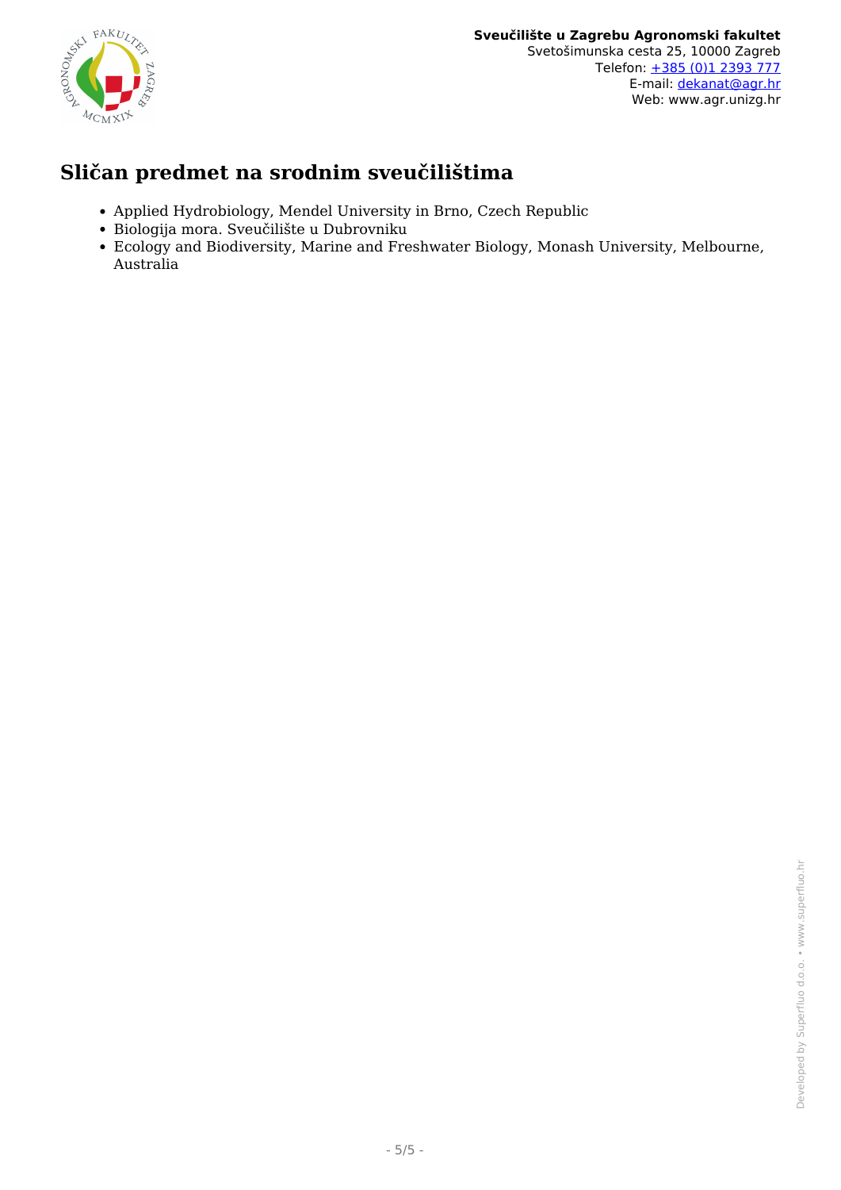## Sličan predmet na srodnim sveučilištima

- Applied Hydrobiology, Mendel University in Brno, Czech Republic
- Biologija mora. Sveučilište u Dubrovniku
- Ecology and Biodiversity, Marine and Freshwater Biology, Monash University, Melbourne, Australia